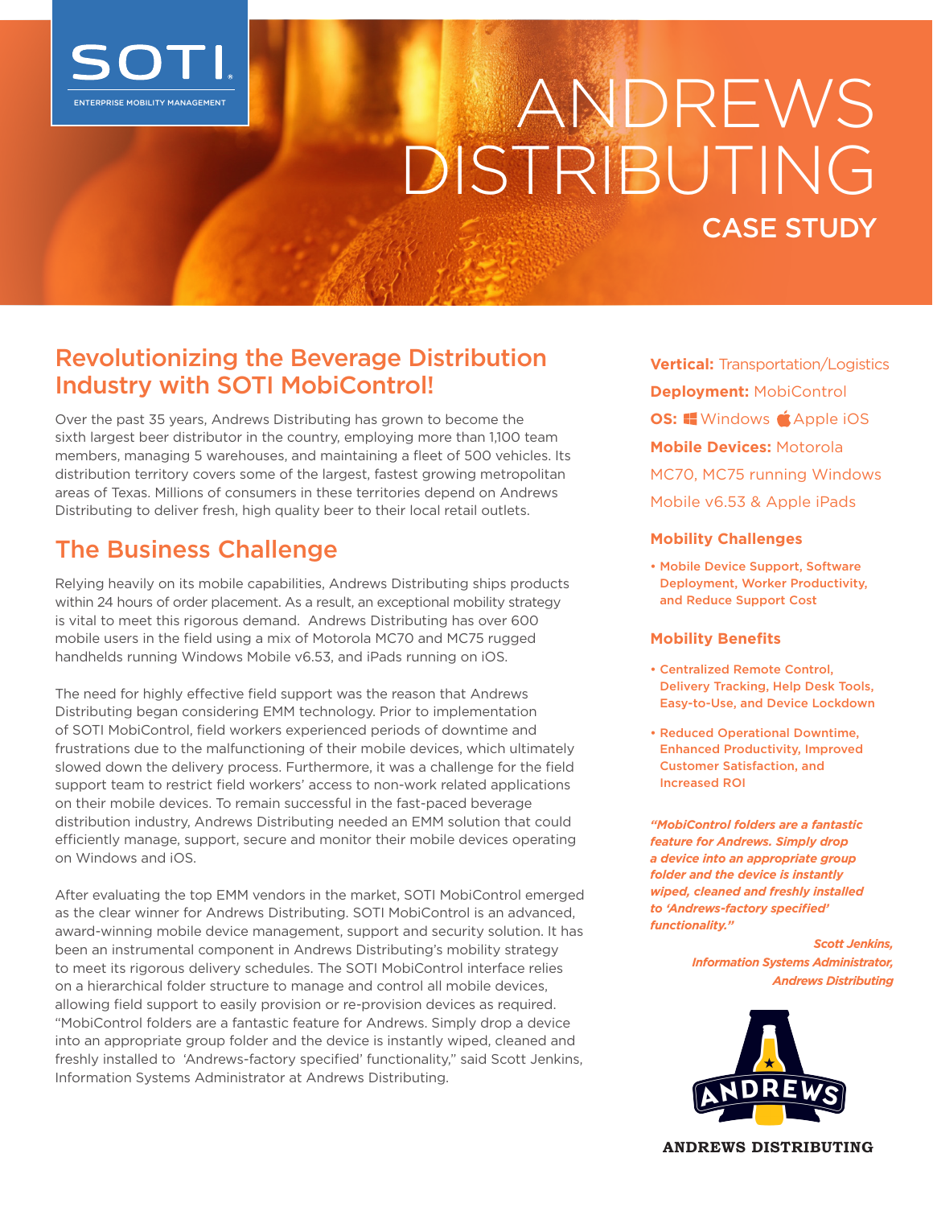SOTI

ENTERPRISE MOBILITY MANAGEMENT

# ANDREWS DISTRIBUTING

## CASE STUDY

## Revolutionizing the Beverage Distribution Industry with SOTI MobiControl!

Over the past 35 years, Andrews Distributing has grown to become the sixth largest beer distributor in the country, employing more than 1,100 team members, managing 5 warehouses, and maintaining a fleet of 500 vehicles. Its distribution territory covers some of the largest, fastest growing metropolitan areas of Texas. Millions of consumers in these territories depend on Andrews Distributing to deliver fresh, high quality beer to their local retail outlets.

## The Business Challenge

Relying heavily on its mobile capabilities, Andrews Distributing ships products within 24 hours of order placement. As a result, an exceptional mobility strategy is vital to meet this rigorous demand. Andrews Distributing has over 600 mobile users in the field using a mix of Motorola MC70 and MC75 rugged handhelds running Windows Mobile v6.53, and iPads running on iOS.

The need for highly effective field support was the reason that Andrews Distributing began considering EMM technology. Prior to implementation of SOTI MobiControl, field workers experienced periods of downtime and frustrations due to the malfunctioning of their mobile devices, which ultimately slowed down the delivery process. Furthermore, it was a challenge for the field support team to restrict field workers' access to non-work related applications on their mobile devices. To remain successful in the fast-paced beverage distribution industry, Andrews Distributing needed an EMM solution that could efficiently manage, support, secure and monitor their mobile devices operating on Windows and iOS.

After evaluating the top EMM vendors in the market, SOTI MobiControl emerged as the clear winner for Andrews Distributing. SOTI MobiControl is an advanced, award-winning mobile device management, support and security solution. It has been an instrumental component in Andrews Distributing's mobility strategy to meet its rigorous delivery schedules. The SOTI MobiControl interface relies on a hierarchical folder structure to manage and control all mobile devices, allowing field support to easily provision or re-provision devices as required. "MobiControl folders are a fantastic feature for Andrews. Simply drop a device into an appropriate group folder and the device is instantly wiped, cleaned and freshly installed to 'Andrews-factory specified' functionality," said Scott Jenkins, Information Systems Administrator at Andrews Distributing.

**Vertical:** Transportation/Logistics

**Deployment:** MobiControl

**OS:** Windows, Apple iOS

**Mobile Devices:** Motorola MC70, MC75 running Windows Mobile v6.53 & Apple iPads

### Mobility Challenges

- Mobile Device Support, Software Deployment, Worker Productivity, and Reduce Support Cost

### Mobility Benefits

- Centralized Remote Control, Delivery Tracking, Help Desk Tools, Easy-to-Use, and Device Lockdown
- Reduced Operational Downtime, Enhanced Productivity, Improved Customer Satisfaction, and Increased ROI

*"MobiControl folders are a fantastic feature for Andrews. Simply drop a device into an appropriate group folder and the device is instantly wiped, cleaned and freshly installed to 'Andrews-factory specified' functionality."*

*Scott Jenkins, Information Systems Administrator, Andrews Distributing*

ANDREWS DISTRIBUTING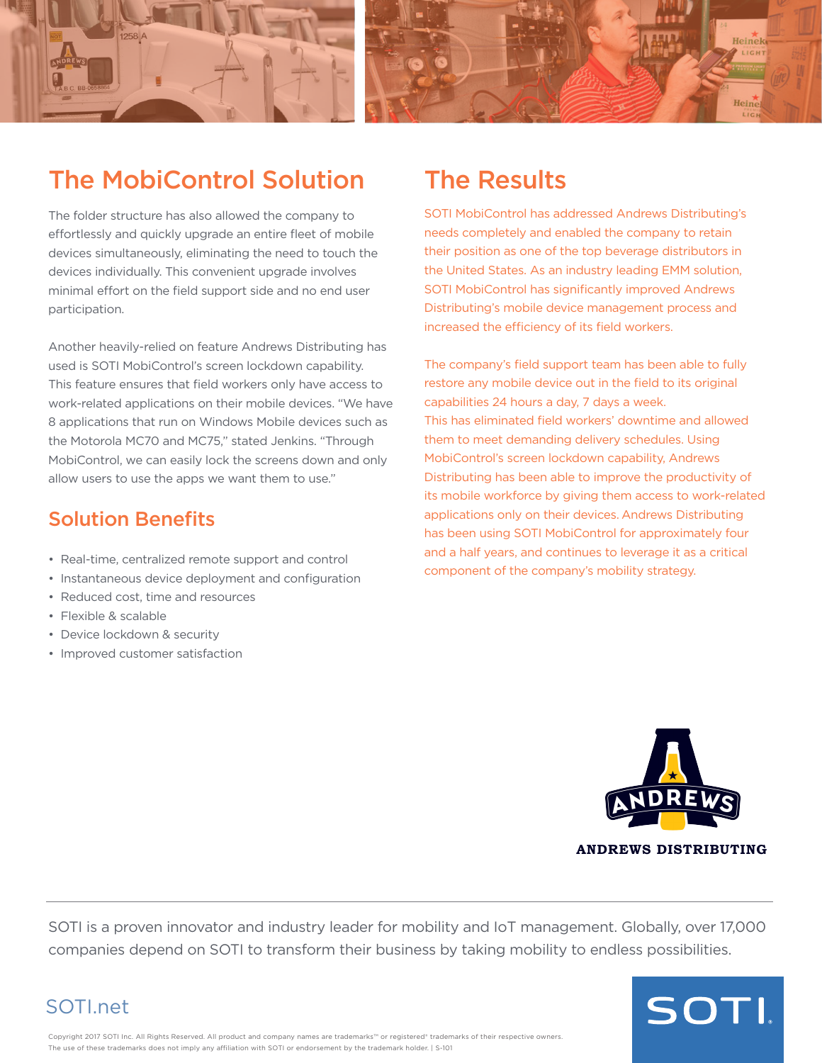## The MobiControl Solution

The folder structure has also allowed the company to effortlessly and quickly upgrade an entire fleet of mobile devices simultaneously, eliminating the need to touch the devices individually. This convenient upgrade involves minimal effort on the field support side and no end user participation.

Another heavily-relied on feature Andrews Distributing has used is SOTI MobiControl's screen lockdown capability. This feature ensures that field workers only have access to work-related applications on their mobile devices. "We have 8 applications that run on Windows Mobile devices such as the Motorola MC70 and MC75," stated Jenkins. "Through MobiControl, we can easily lock the screens down and only allow users to use the apps we want them to use."

## Solution Benefits

- Real-time, centralized remote support and control
- Instantaneous device deployment and configuration
- Reduced cost, time and resources
- Flexible & scalable
- Device lockdown & security
- Improved customer satisfaction

## The Results

SOTI MobiControl has addressed Andrews Distributing's needs completely and enabled the company to retain their position as one of the top beverage distributors in the United States. As an industry leading EMM solution, SOTI MobiControl has significantly improved Andrews Distributing's mobile device management process and increased the efficiency of its field workers.

The company's field support team has been able to fully restore any mobile device out in the field to its original capabilities 24 hours a day, 7 days a week. This has eliminated field workers' downtime and allowed them to meet demanding delivery schedules. Using MobiControl's screen lockdown capability, Andrews Distributing has been able to improve the productivity of its mobile workforce by giving them access to work-related applications only on their devices. Andrews Distributing has been using SOTI MobiControl for approximately four and a half years, and continues to leverage it as a critical component of the company's mobility strategy.

ANDREWS DISTRIBUTING

SOTI is a proven innovator and industry leader for mobility and IoT management. Globally, over 17,000 companies depend on SOTI to transform their business by taking mobility to endless possibilities.

SOTI.net

SOTI

Copyright 2017 SOTI Inc. All Rights Reserved. All product and company names are trademarks™ or registered® trademarks of their respective owners. The use of these trademarks does not imply any affiliation with SOTI or endorsement by the trademark holder. | S-101